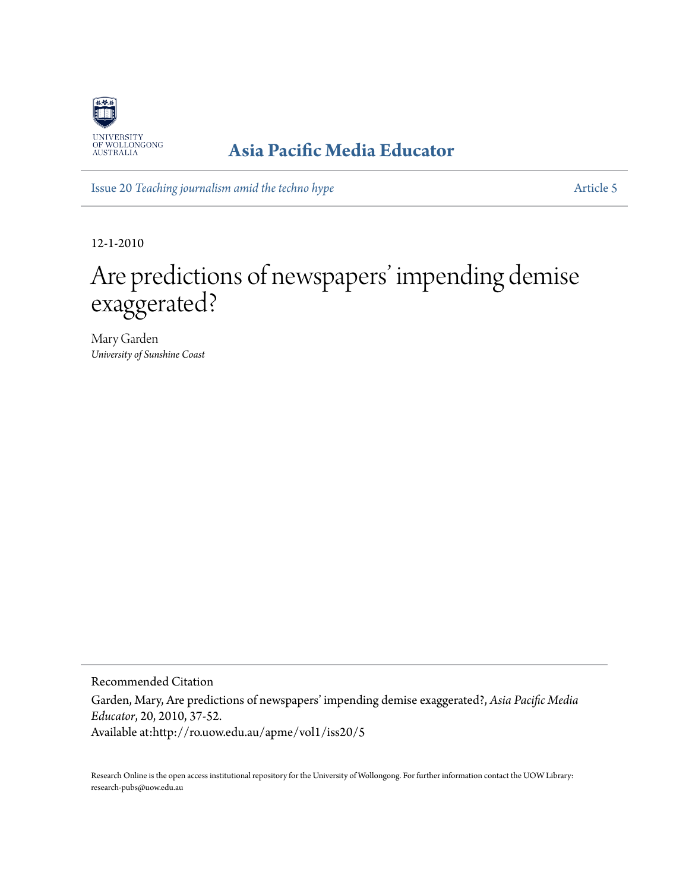UNIVERSITY OF WOLLONGONG AUSTRALIA

**Asia Pacific Media Educator**

Issue 20 *Teaching journalism amid the techno hype* | Article 5

12-1-2010

# Are predictions of newspapers' impending demise exaggerated?

Mary Garden
*University of Sunshine Coast*

Recommended Citation

Garden, Mary, Are predictions of newspapers' impending demise exaggerated?, *Asia Pacific Media Educator*, 20, 2010, 37-52.
Available at:http://ro.uow.edu.au/apme/vol1/iss20/5

Research Online is the open access institutional repository for the University of Wollongong. For further information contact the UOW Library: research-pubs@uow.edu.au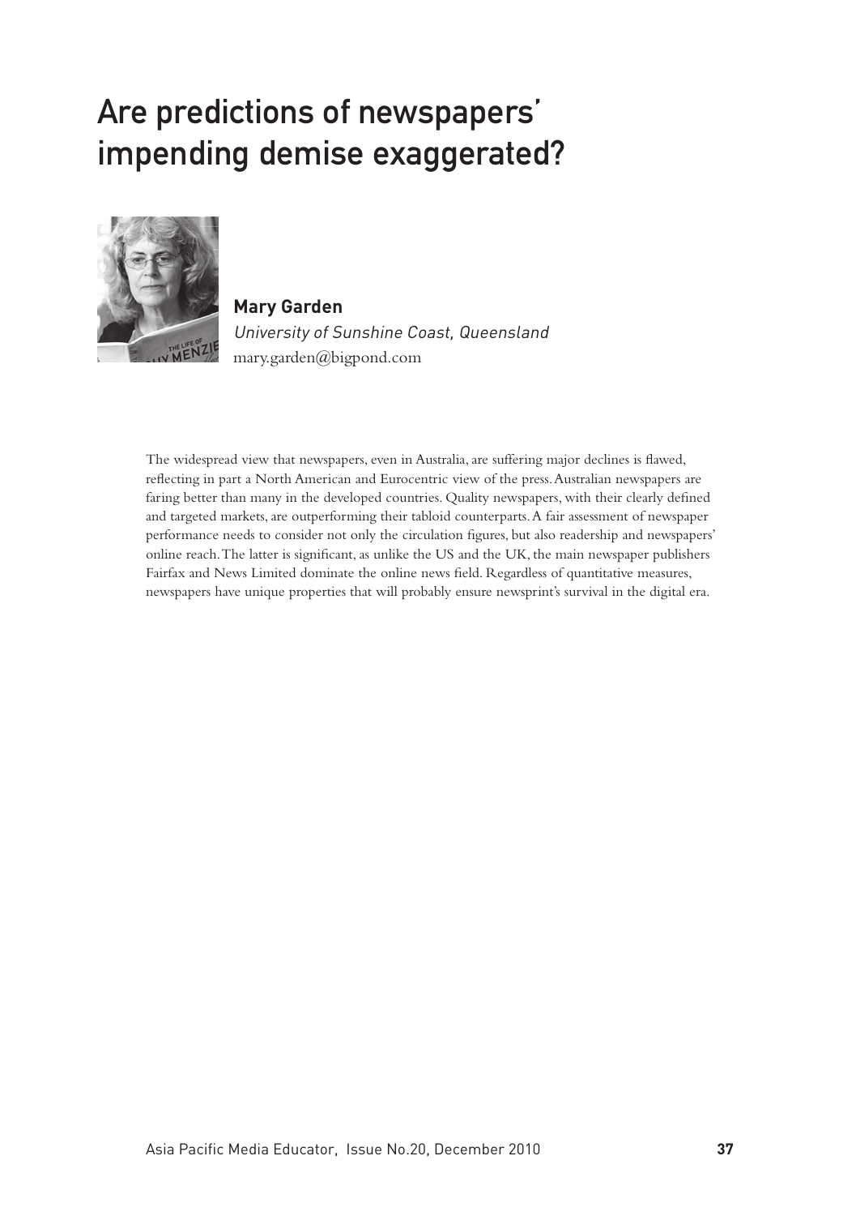# Are predictions of newspapers' impending demise exaggerated?

**Mary Garden**

*University of Sunshine Coast, Queensland*

mary.garden@bigpond.com

The widespread view that newspapers, even in Australia, are suffering major declines is flawed, reflecting in part a North American and Eurocentric view of the press. Australian newspapers are faring better than many in the developed countries. Quality newspapers, with their clearly defined and targeted markets, are outperforming their tabloid counterparts. A fair assessment of newspaper performance needs to consider not only the circulation figures, but also readership and newspapers' online reach. The latter is significant, as unlike the US and the UK, the main newspaper publishers Fairfax and News Limited dominate the online news field. Regardless of quantitative measures, newspapers have unique properties that will probably ensure newsprint's survival in the digital era.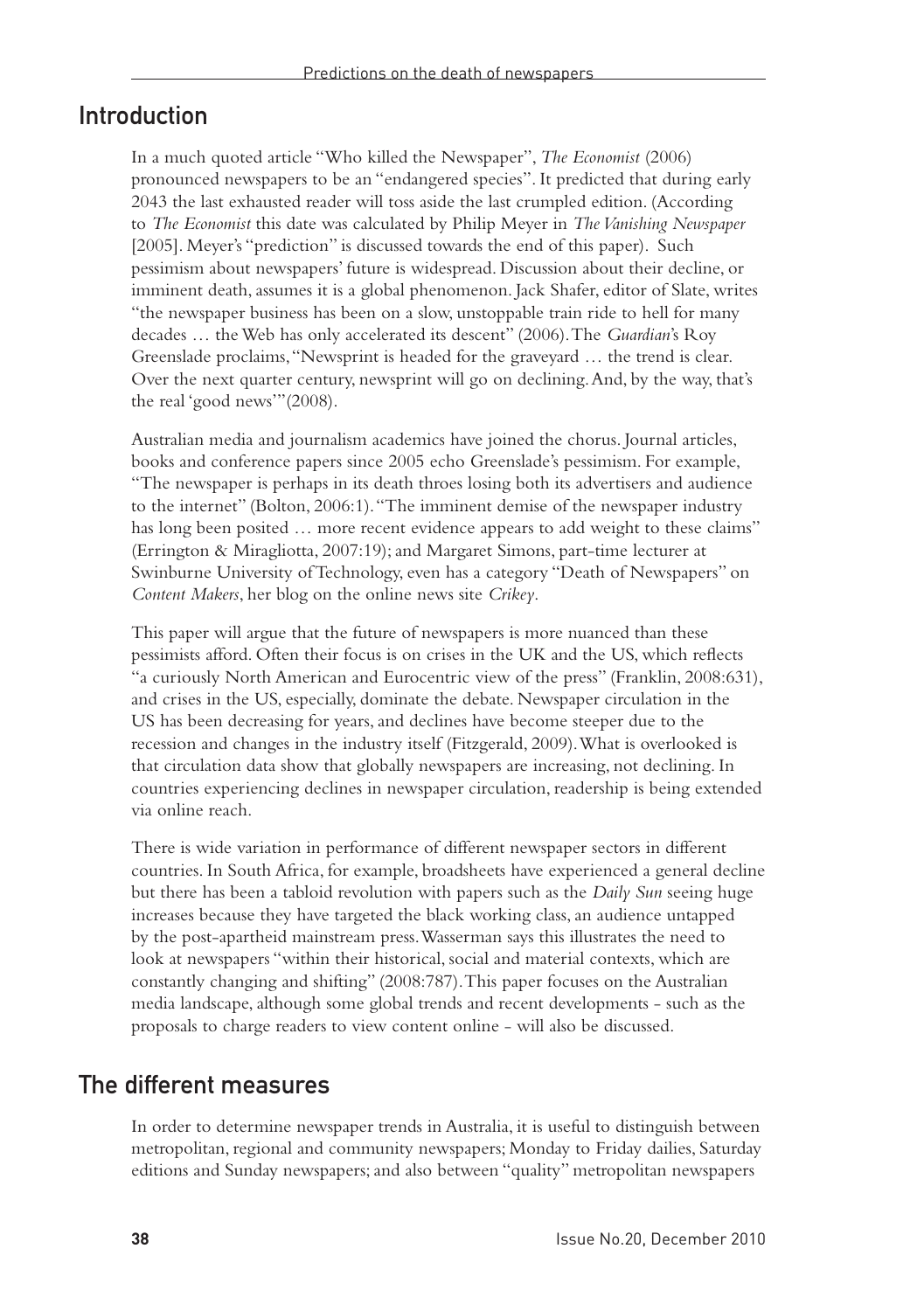## Introduction

In a much quoted article "Who killed the Newspaper", *The Economist* (2006) pronounced newspapers to be an "endangered species". It predicted that during early 2043 the last exhausted reader will toss aside the last crumpled edition. (According to *The Economist* this date was calculated by Philip Meyer in *The Vanishing Newspaper* [2005]. Meyer's "prediction" is discussed towards the end of this paper). Such pessimism about newspapers' future is widespread. Discussion about their decline, or imminent death, assumes it is a global phenomenon. Jack Shafer, editor of Slate, writes "the newspaper business has been on a slow, unstoppable train ride to hell for many decades … the Web has only accelerated its descent" (2006). The *Guardian*'s Roy Greenslade proclaims, "Newsprint is headed for the graveyard … the trend is clear. Over the next quarter century, newsprint will go on declining. And, by the way, that's the real 'good news'" (2008).

Australian media and journalism academics have joined the chorus. Journal articles, books and conference papers since 2005 echo Greenslade's pessimism. For example, "The newspaper is perhaps in its death throes losing both its advertisers and audience to the internet" (Bolton, 2006:1). "The imminent demise of the newspaper industry has long been posited … more recent evidence appears to add weight to these claims" (Errington & Miragliotta, 2007:19); and Margaret Simons, part-time lecturer at Swinburne University of Technology, even has a category "Death of Newspapers" on *Content Makers*, her blog on the online news site *Crikey*.

This paper will argue that the future of newspapers is more nuanced than these pessimists afford. Often their focus is on crises in the UK and the US, which reflects "a curiously North American and Eurocentric view of the press" (Franklin, 2008:631), and crises in the US, especially, dominate the debate. Newspaper circulation in the US has been decreasing for years, and declines have become steeper due to the recession and changes in the industry itself (Fitzgerald, 2009). What is overlooked is that circulation data show that globally newspapers are increasing, not declining. In countries experiencing declines in newspaper circulation, readership is being extended via online reach.

There is wide variation in performance of different newspaper sectors in different countries. In South Africa, for example, broadsheets have experienced a general decline but there has been a tabloid revolution with papers such as the *Daily Sun* seeing huge increases because they have targeted the black working class, an audience untapped by the post-apartheid mainstream press. Wasserman says this illustrates the need to look at newspapers "within their historical, social and material contexts, which are constantly changing and shifting" (2008:787). This paper focuses on the Australian media landscape, although some global trends and recent developments - such as the proposals to charge readers to view content online - will also be discussed.

## The different measures

In order to determine newspaper trends in Australia, it is useful to distinguish between metropolitan, regional and community newspapers; Monday to Friday dailies, Saturday editions and Sunday newspapers; and also between "quality" metropolitan newspapers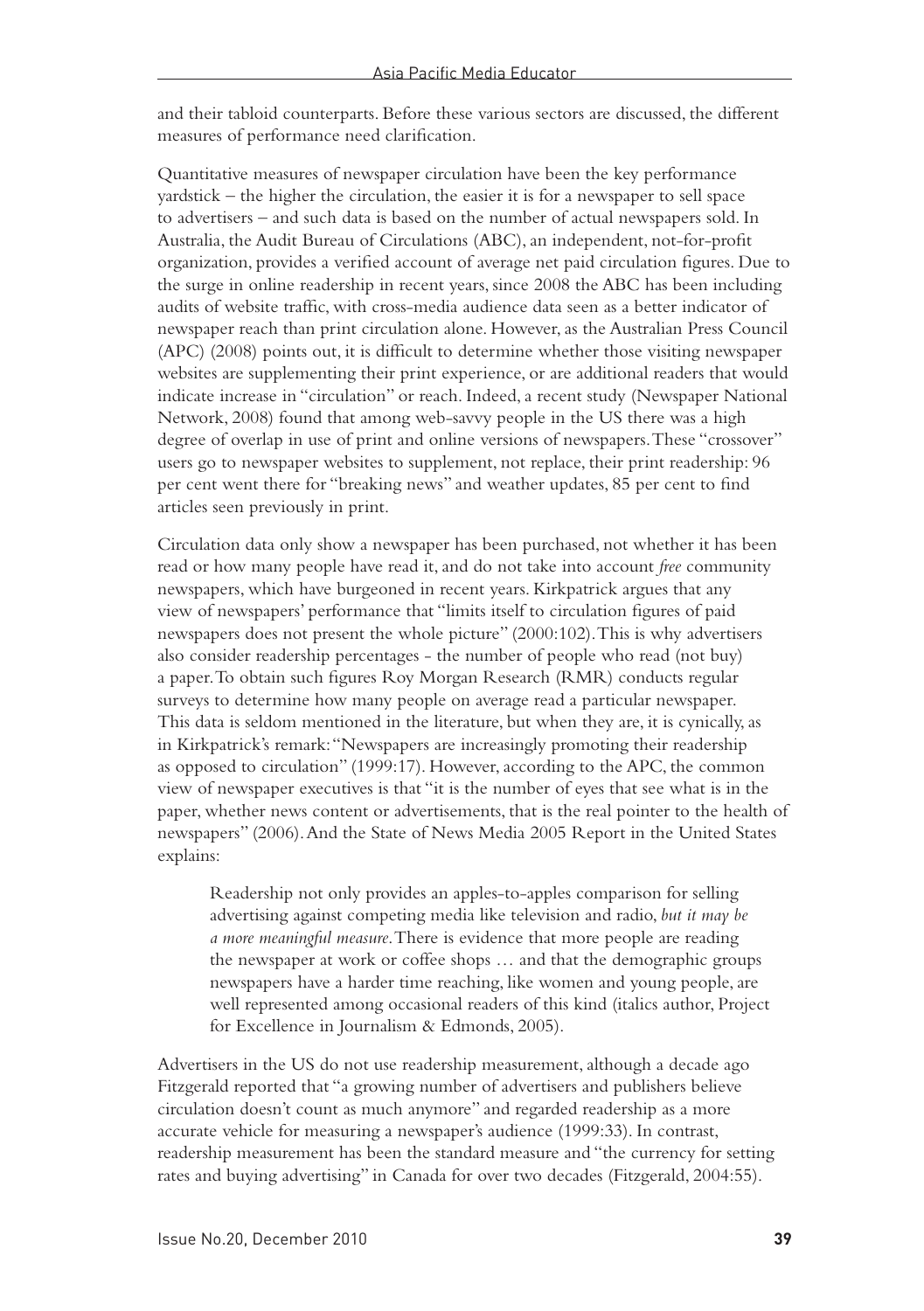and their tabloid counterparts. Before these various sectors are discussed, the different measures of performance need clarification.

Quantitative measures of newspaper circulation have been the key performance yardstick – the higher the circulation, the easier it is for a newspaper to sell space to advertisers – and such data is based on the number of actual newspapers sold. In Australia, the Audit Bureau of Circulations (ABC), an independent, not-for-profit organization, provides a verified account of average net paid circulation figures. Due to the surge in online readership in recent years, since 2008 the ABC has been including audits of website traffic, with cross-media audience data seen as a better indicator of newspaper reach than print circulation alone. However, as the Australian Press Council (APC) (2008) points out, it is difficult to determine whether those visiting newspaper websites are supplementing their print experience, or are additional readers that would indicate increase in "circulation" or reach. Indeed, a recent study (Newspaper National Network, 2008) found that among web-savvy people in the US there was a high degree of overlap in use of print and online versions of newspapers. These "crossover" users go to newspaper websites to supplement, not replace, their print readership: 96 per cent went there for "breaking news" and weather updates, 85 per cent to find articles seen previously in print.

Circulation data only show a newspaper has been purchased, not whether it has been read or how many people have read it, and do not take into account *free* community newspapers, which have burgeoned in recent years. Kirkpatrick argues that any view of newspapers' performance that "limits itself to circulation figures of paid newspapers does not present the whole picture" (2000:102). This is why advertisers also consider readership percentages - the number of people who read (not buy) a paper. To obtain such figures Roy Morgan Research (RMR) conducts regular surveys to determine how many people on average read a particular newspaper. This data is seldom mentioned in the literature, but when they are, it is cynically, as in Kirkpatrick's remark: "Newspapers are increasingly promoting their readership as opposed to circulation" (1999:17). However, according to the APC, the common view of newspaper executives is that "it is the number of eyes that see what is in the paper, whether news content or advertisements, that is the real pointer to the health of newspapers" (2006). And the State of News Media 2005 Report in the United States explains:

> Readership not only provides an apples-to-apples comparison for selling advertising against competing media like television and radio, *but it may be a more meaningful measure*. There is evidence that more people are reading the newspaper at work or coffee shops … and that the demographic groups newspapers have a harder time reaching, like women and young people, are well represented among occasional readers of this kind (italics author, Project for Excellence in Journalism & Edmonds, 2005).

Advertisers in the US do not use readership measurement, although a decade ago Fitzgerald reported that "a growing number of advertisers and publishers believe circulation doesn't count as much anymore" and regarded readership as a more accurate vehicle for measuring a newspaper's audience (1999:33). In contrast, readership measurement has been the standard measure and "the currency for setting rates and buying advertising" in Canada for over two decades (Fitzgerald, 2004:55).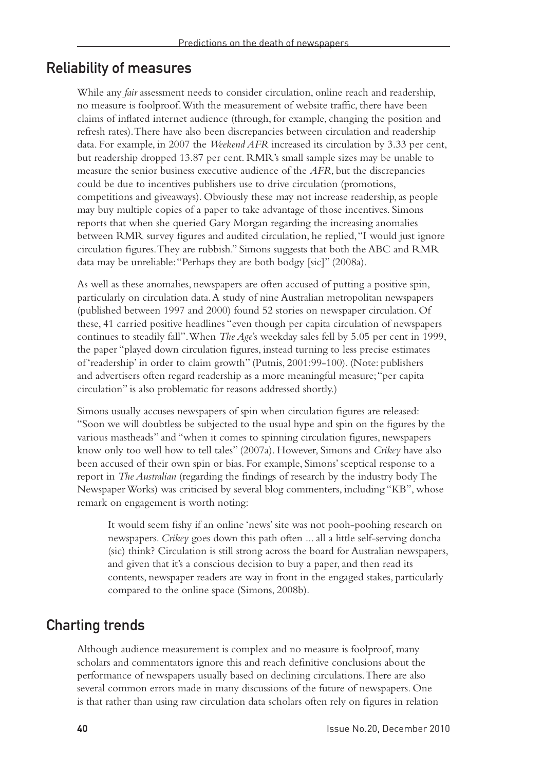## Reliability of measures

While any *fair* assessment needs to consider circulation, online reach and readership, no measure is foolproof. With the measurement of website traffic, there have been claims of inflated internet audience (through, for example, changing the position and refresh rates). There have also been discrepancies between circulation and readership data. For example, in 2007 the *Weekend AFR* increased its circulation by 3.33 per cent, but readership dropped 13.87 per cent. RMR's small sample sizes may be unable to measure the senior business executive audience of the *AFR*, but the discrepancies could be due to incentives publishers use to drive circulation (promotions, competitions and giveaways). Obviously these may not increase readership, as people may buy multiple copies of a paper to take advantage of those incentives. Simons reports that when she queried Gary Morgan regarding the increasing anomalies between RMR survey figures and audited circulation, he replied, "I would just ignore circulation figures. They are rubbish." Simons suggests that both the ABC and RMR data may be unreliable: "Perhaps they are both bodgy [sic]" (2008a).

As well as these anomalies, newspapers are often accused of putting a positive spin, particularly on circulation data. A study of nine Australian metropolitan newspapers (published between 1997 and 2000) found 52 stories on newspaper circulation. Of these, 41 carried positive headlines "even though per capita circulation of newspapers continues to steadily fall". When *The Age*'s weekday sales fell by 5.05 per cent in 1999, the paper "played down circulation figures, instead turning to less precise estimates of 'readership' in order to claim growth" (Putnis, 2001:99-100). (Note: publishers and advertisers often regard readership as a more meaningful measure; "per capita circulation" is also problematic for reasons addressed shortly.)

Simons usually accuses newspapers of spin when circulation figures are released: "Soon we will doubtless be subjected to the usual hype and spin on the figures by the various mastheads" and "when it comes to spinning circulation figures, newspapers know only too well how to tell tales" (2007a). However, Simons and *Crikey* have also been accused of their own spin or bias. For example, Simons' sceptical response to a report in *The Australian* (regarding the findings of research by the industry body The Newspaper Works) was criticised by several blog commenters, including "KB", whose remark on engagement is worth noting:

> It would seem fishy if an online 'news' site was not pooh-poohing research on newspapers. *Crikey* goes down this path often ... all a little self-serving doncha (sic) think? Circulation is still strong across the board for Australian newspapers, and given that it's a conscious decision to buy a paper, and then read its contents, newspaper readers are way in front in the engaged stakes, particularly compared to the online space (Simons, 2008b).

## Charting trends

Although audience measurement is complex and no measure is foolproof, many scholars and commentators ignore this and reach definitive conclusions about the performance of newspapers usually based on declining circulations. There are also several common errors made in many discussions of the future of newspapers. One is that rather than using raw circulation data scholars often rely on figures in relation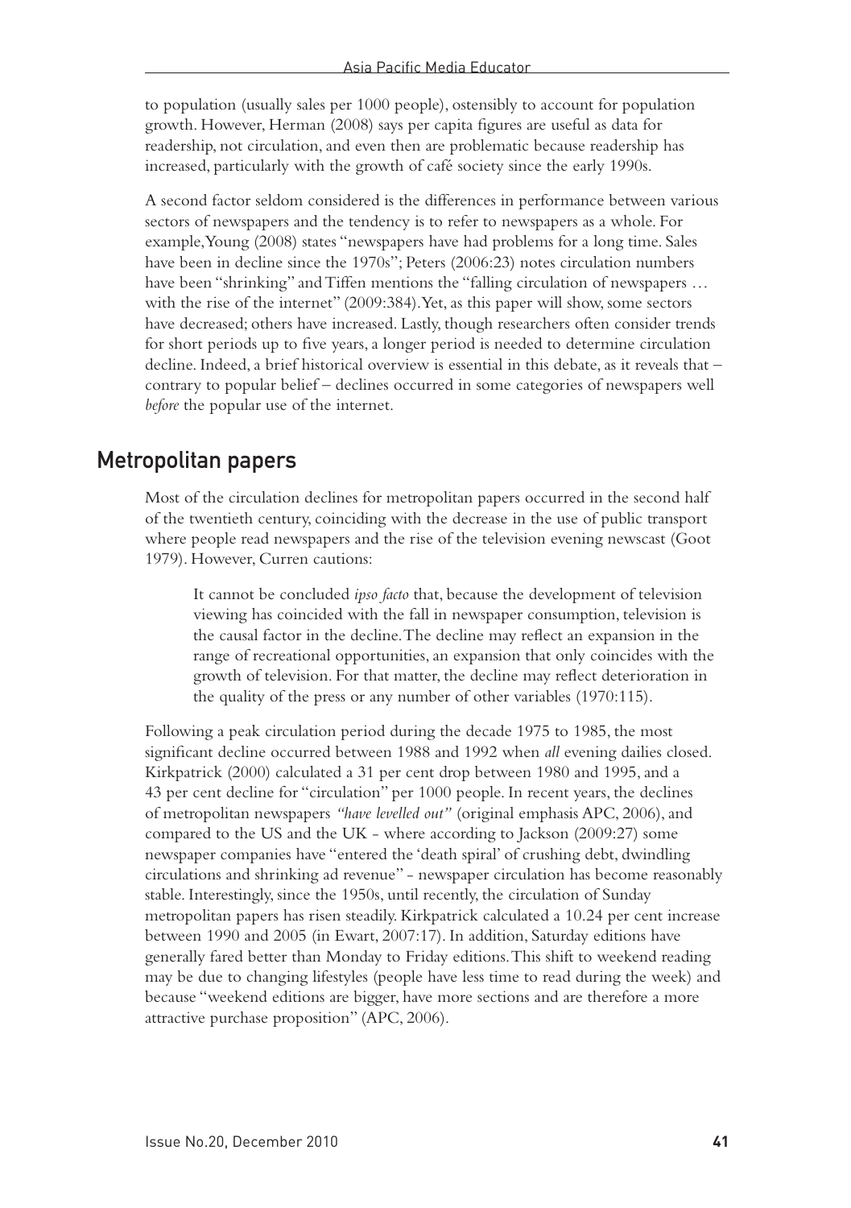to population (usually sales per 1000 people), ostensibly to account for population growth. However, Herman (2008) says per capita figures are useful as data for readership, not circulation, and even then are problematic because readership has increased, particularly with the growth of café society since the early 1990s.

A second factor seldom considered is the differences in performance between various sectors of newspapers and the tendency is to refer to newspapers as a whole. For example, Young (2008) states "newspapers have had problems for a long time. Sales have been in decline since the 1970s"; Peters (2006:23) notes circulation numbers have been "shrinking" and Tiffen mentions the "falling circulation of newspapers … with the rise of the internet" (2009:384). Yet, as this paper will show, some sectors have decreased; others have increased. Lastly, though researchers often consider trends for short periods up to five years, a longer period is needed to determine circulation decline. Indeed, a brief historical overview is essential in this debate, as it reveals that – contrary to popular belief – declines occurred in some categories of newspapers well *before* the popular use of the internet.

## Metropolitan papers

Most of the circulation declines for metropolitan papers occurred in the second half of the twentieth century, coinciding with the decrease in the use of public transport where people read newspapers and the rise of the television evening newscast (Goot 1979). However, Curren cautions:

> It cannot be concluded *ipso facto* that, because the development of television viewing has coincided with the fall in newspaper consumption, television is the causal factor in the decline. The decline may reflect an expansion in the range of recreational opportunities, an expansion that only coincides with the growth of television. For that matter, the decline may reflect deterioration in the quality of the press or any number of other variables (1970:115).

Following a peak circulation period during the decade 1975 to 1985, the most significant decline occurred between 1988 and 1992 when *all* evening dailies closed. Kirkpatrick (2000) calculated a 31 per cent drop between 1980 and 1995, and a 43 per cent decline for "circulation" per 1000 people. In recent years, the declines of metropolitan newspapers *"have levelled out"* (original emphasis APC, 2006), and compared to the US and the UK - where according to Jackson (2009:27) some newspaper companies have "entered the 'death spiral' of crushing debt, dwindling circulations and shrinking ad revenue" - newspaper circulation has become reasonably stable. Interestingly, since the 1950s, until recently, the circulation of Sunday metropolitan papers has risen steadily. Kirkpatrick calculated a 10.24 per cent increase between 1990 and 2005 (in Ewart, 2007:17). In addition, Saturday editions have generally fared better than Monday to Friday editions. This shift to weekend reading may be due to changing lifestyles (people have less time to read during the week) and because "weekend editions are bigger, have more sections and are therefore a more attractive purchase proposition" (APC, 2006).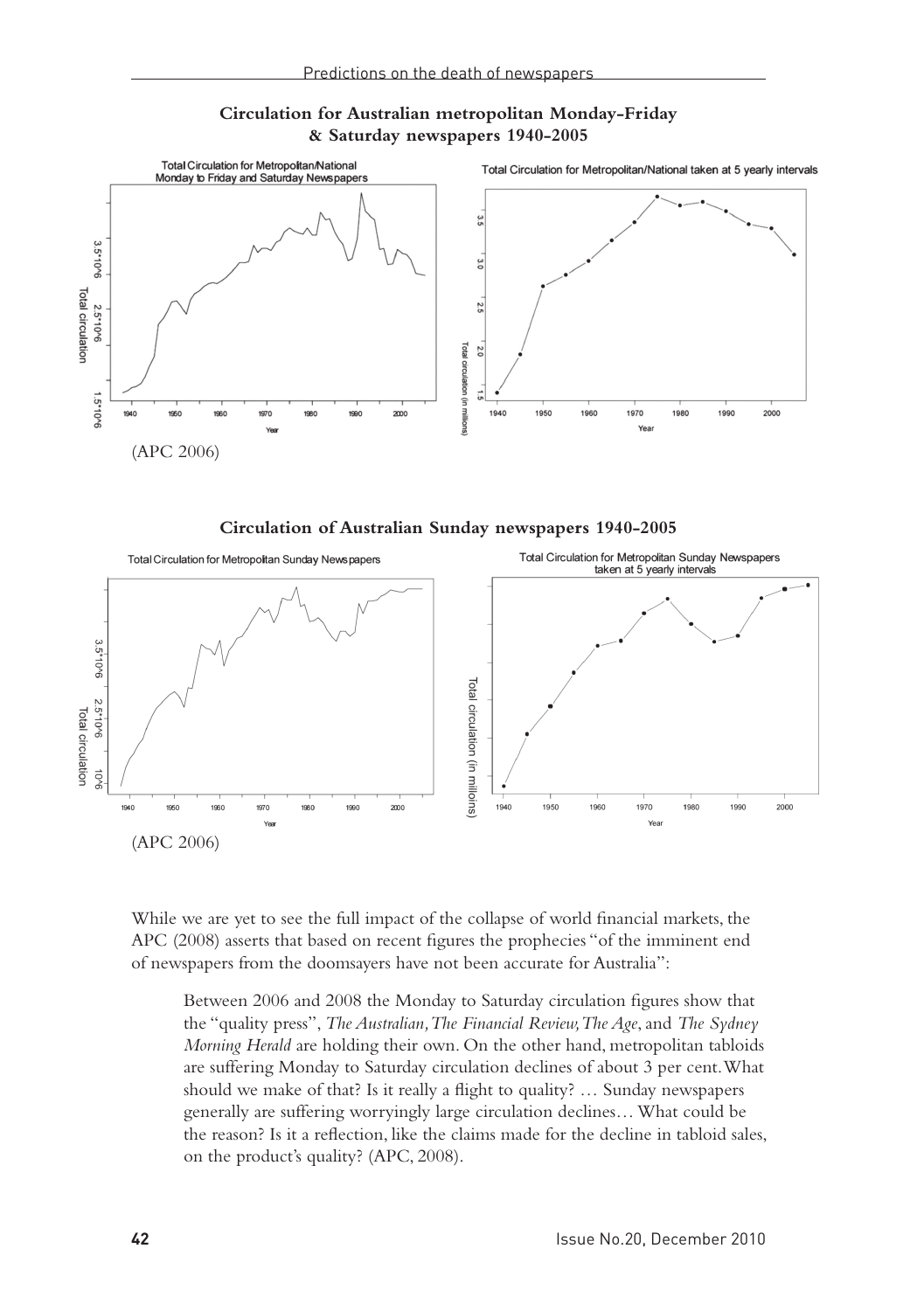**Circulation for Australian metropolitan Monday-Friday & Saturday newspapers 1940-2005**

(APC 2006)

**Circulation of Australian Sunday newspapers 1940-2005**

(APC 2006)

While we are yet to see the full impact of the collapse of world financial markets, the APC (2008) asserts that based on recent figures the prophecies "of the imminent end of newspapers from the doomsayers have not been accurate for Australia":

> Between 2006 and 2008 the Monday to Saturday circulation figures show that the "quality press", *The Australian, The Financial Review, The Age*, and *The Sydney Morning Herald* are holding their own. On the other hand, metropolitan tabloids are suffering Monday to Saturday circulation declines of about 3 per cent. What should we make of that? Is it really a flight to quality? … Sunday newspapers generally are suffering worryingly large circulation declines… What could be the reason? Is it a reflection, like the claims made for the decline in tabloid sales, on the product's quality? (APC, 2008).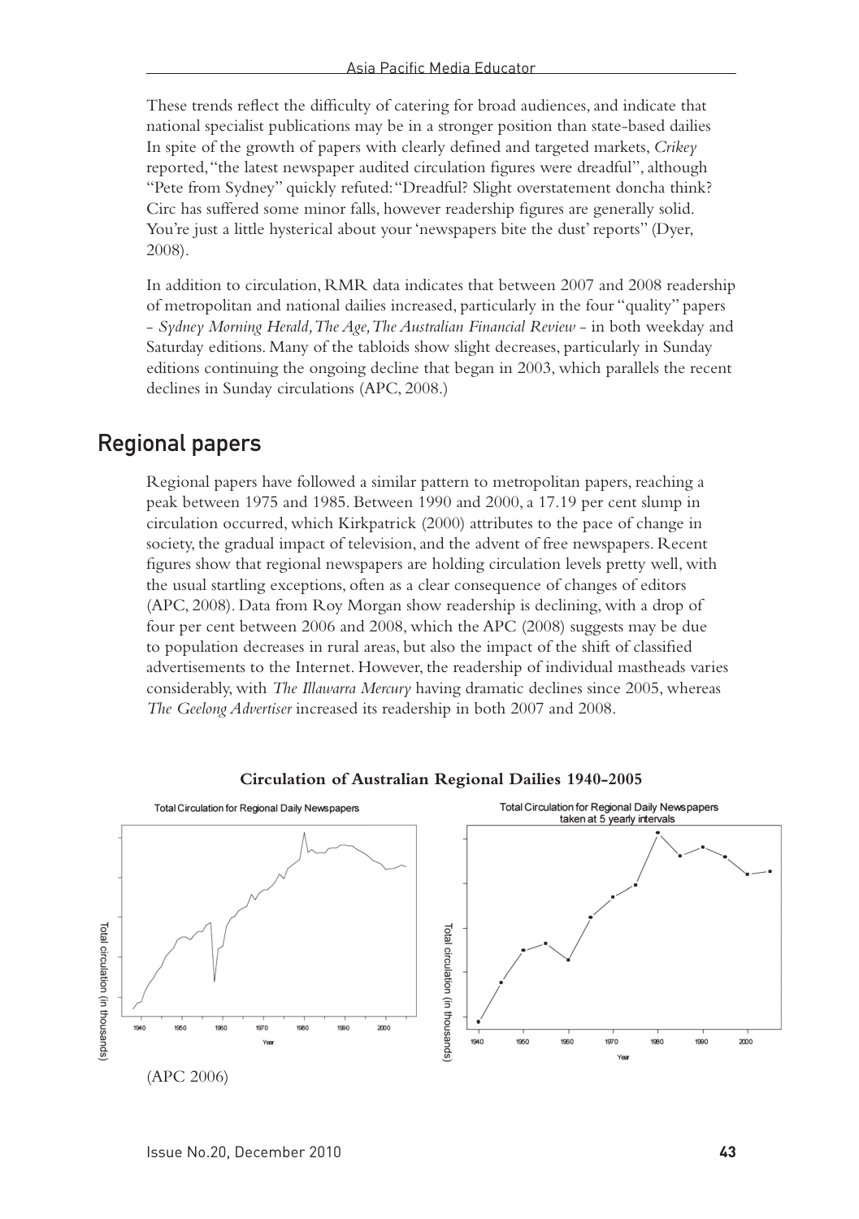These trends reflect the difficulty of catering for broad audiences, and indicate that national specialist publications may be in a stronger position than state-based dailies In spite of the growth of papers with clearly defined and targeted markets, *Crikey* reported, "the latest newspaper audited circulation figures were dreadful", although "Pete from Sydney" quickly refuted: "Dreadful? Slight overstatement doncha think? Circ has suffered some minor falls, however readership figures are generally solid. You're just a little hysterical about your 'newspapers bite the dust' reports" (Dyer, 2008).

In addition to circulation, RMR data indicates that between 2007 and 2008 readership of metropolitan and national dailies increased, particularly in the four "quality" papers - *Sydney Morning Herald, The Age, The Australian Financial Review* - in both weekday and Saturday editions. Many of the tabloids show slight decreases, particularly in Sunday editions continuing the ongoing decline that began in 2003, which parallels the recent declines in Sunday circulations (APC, 2008.)

## Regional papers

Regional papers have followed a similar pattern to metropolitan papers, reaching a peak between 1975 and 1985. Between 1990 and 2000, a 17.19 per cent slump in circulation occurred, which Kirkpatrick (2000) attributes to the pace of change in society, the gradual impact of television, and the advent of free newspapers. Recent figures show that regional newspapers are holding circulation levels pretty well, with the usual startling exceptions, often as a clear consequence of changes of editors (APC, 2008). Data from Roy Morgan show readership is declining, with a drop of four per cent between 2006 and 2008, which the APC (2008) suggests may be due to population decreases in rural areas, but also the impact of the shift of classified advertisements to the Internet. However, the readership of individual mastheads varies considerably, with *The Illawarra Mercury* having dramatic declines since 2005, whereas *The Geelong Advertiser* increased its readership in both 2007 and 2008.

**Circulation of Australian Regional Dailies 1940-2005**

(APC 2006)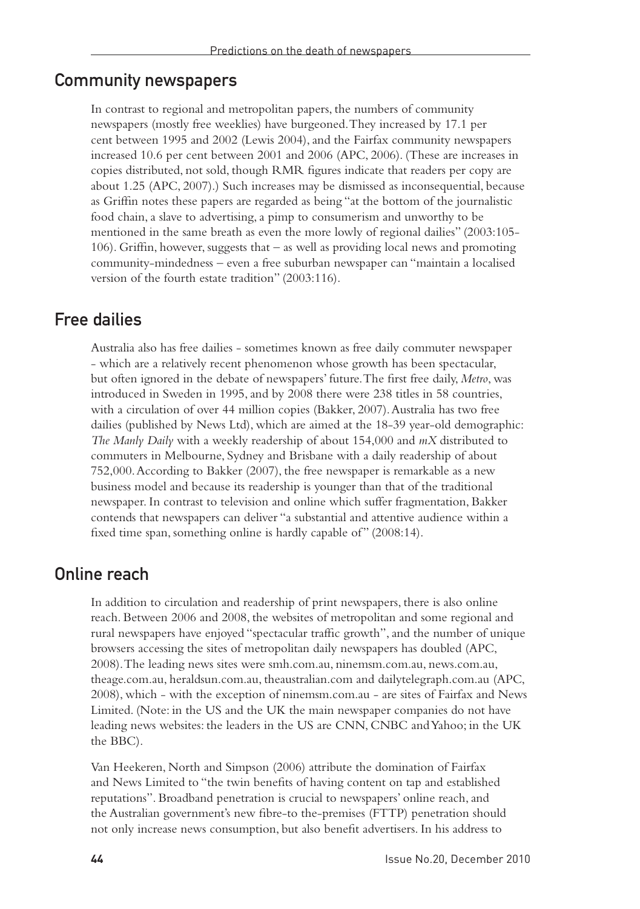## Community newspapers

In contrast to regional and metropolitan papers, the numbers of community newspapers (mostly free weeklies) have burgeoned. They increased by 17.1 per cent between 1995 and 2002 (Lewis 2004), and the Fairfax community newspapers increased 10.6 per cent between 2001 and 2006 (APC, 2006). (These are increases in copies distributed, not sold, though RMR figures indicate that readers per copy are about 1.25 (APC, 2007).) Such increases may be dismissed as inconsequential, because as Griffin notes these papers are regarded as being "at the bottom of the journalistic food chain, a slave to advertising, a pimp to consumerism and unworthy to be mentioned in the same breath as even the more lowly of regional dailies" (2003:105-106). Griffin, however, suggests that – as well as providing local news and promoting community-mindedness – even a free suburban newspaper can "maintain a localised version of the fourth estate tradition" (2003:116).

## Free dailies

Australia also has free dailies - sometimes known as free daily commuter newspaper - which are a relatively recent phenomenon whose growth has been spectacular, but often ignored in the debate of newspapers' future. The first free daily, *Metro*, was introduced in Sweden in 1995, and by 2008 there were 238 titles in 58 countries, with a circulation of over 44 million copies (Bakker, 2007). Australia has two free dailies (published by News Ltd), which are aimed at the 18-39 year-old demographic: *The Manly Daily* with a weekly readership of about 154,000 and *mX* distributed to commuters in Melbourne, Sydney and Brisbane with a daily readership of about 752,000. According to Bakker (2007), the free newspaper is remarkable as a new business model and because its readership is younger than that of the traditional newspaper. In contrast to television and online which suffer fragmentation, Bakker contends that newspapers can deliver "a substantial and attentive audience within a fixed time span, something online is hardly capable of" (2008:14).

## Online reach

In addition to circulation and readership of print newspapers, there is also online reach. Between 2006 and 2008, the websites of metropolitan and some regional and rural newspapers have enjoyed "spectacular traffic growth", and the number of unique browsers accessing the sites of metropolitan daily newspapers has doubled (APC, 2008). The leading news sites were smh.com.au, ninemsm.com.au, news.com.au, theage.com.au, heraldsun.com.au, theaustralian.com and dailytelegraph.com.au (APC, 2008), which - with the exception of ninemsm.com.au - are sites of Fairfax and News Limited. (Note: in the US and the UK the main newspaper companies do not have leading news websites: the leaders in the US are CNN, CNBC and Yahoo; in the UK the BBC).

Van Heekeren, North and Simpson (2006) attribute the domination of Fairfax and News Limited to "the twin benefits of having content on tap and established reputations". Broadband penetration is crucial to newspapers' online reach, and the Australian government's new fibre-to the-premises (FTTP) penetration should not only increase news consumption, but also benefit advertisers. In his address to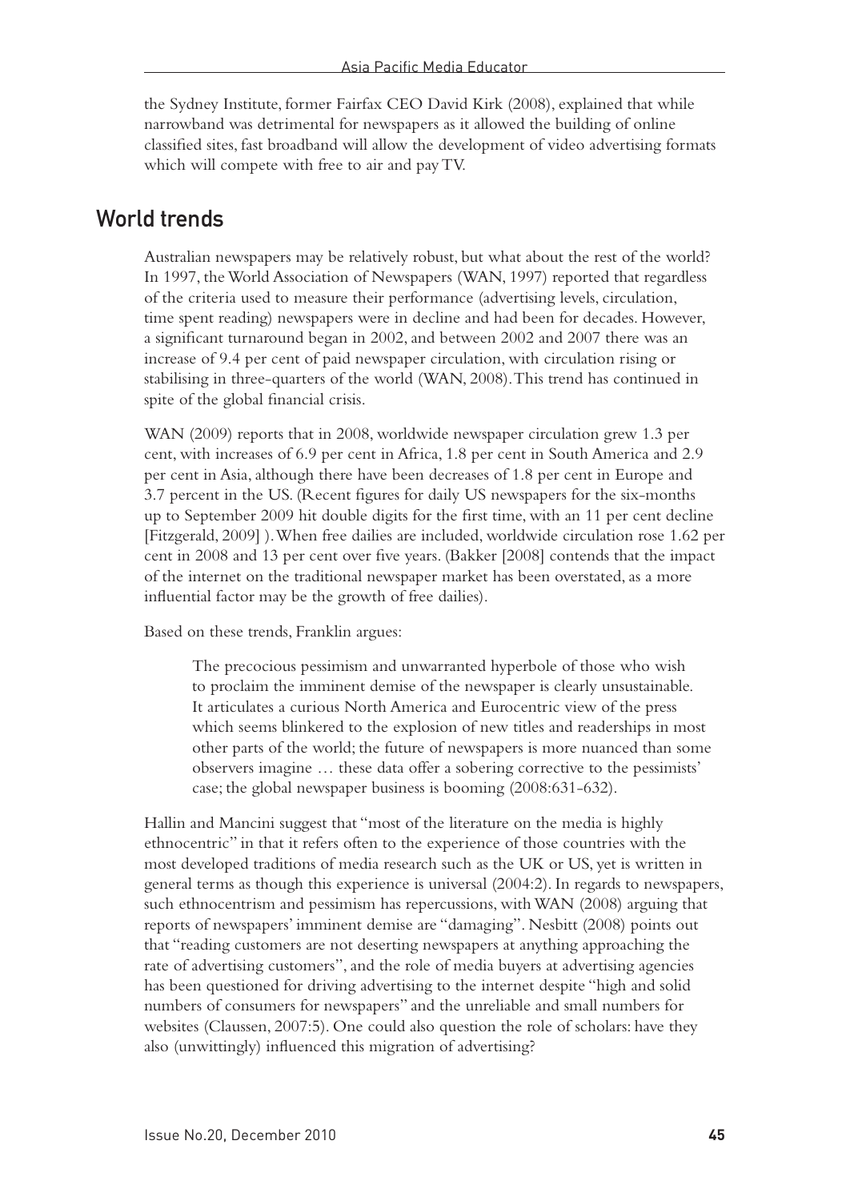the Sydney Institute, former Fairfax CEO David Kirk (2008), explained that while narrowband was detrimental for newspapers as it allowed the building of online classified sites, fast broadband will allow the development of video advertising formats which will compete with free to air and pay TV.

## World trends

Australian newspapers may be relatively robust, but what about the rest of the world? In 1997, the World Association of Newspapers (WAN, 1997) reported that regardless of the criteria used to measure their performance (advertising levels, circulation, time spent reading) newspapers were in decline and had been for decades. However, a significant turnaround began in 2002, and between 2002 and 2007 there was an increase of 9.4 per cent of paid newspaper circulation, with circulation rising or stabilising in three-quarters of the world (WAN, 2008). This trend has continued in spite of the global financial crisis.

WAN (2009) reports that in 2008, worldwide newspaper circulation grew 1.3 per cent, with increases of 6.9 per cent in Africa, 1.8 per cent in South America and 2.9 per cent in Asia, although there have been decreases of 1.8 per cent in Europe and 3.7 percent in the US. (Recent figures for daily US newspapers for the six-months up to September 2009 hit double digits for the first time, with an 11 per cent decline [Fitzgerald, 2009] ). When free dailies are included, worldwide circulation rose 1.62 per cent in 2008 and 13 per cent over five years. (Bakker [2008] contends that the impact of the internet on the traditional newspaper market has been overstated, as a more influential factor may be the growth of free dailies).

Based on these trends, Franklin argues:

> The precocious pessimism and unwarranted hyperbole of those who wish to proclaim the imminent demise of the newspaper is clearly unsustainable. It articulates a curious North America and Eurocentric view of the press which seems blinkered to the explosion of new titles and readerships in most other parts of the world; the future of newspapers is more nuanced than some observers imagine … these data offer a sobering corrective to the pessimists' case; the global newspaper business is booming (2008:631-632).

Hallin and Mancini suggest that "most of the literature on the media is highly ethnocentric" in that it refers often to the experience of those countries with the most developed traditions of media research such as the UK or US, yet is written in general terms as though this experience is universal (2004:2). In regards to newspapers, such ethnocentrism and pessimism has repercussions, with WAN (2008) arguing that reports of newspapers' imminent demise are "damaging". Nesbitt (2008) points out that "reading customers are not deserting newspapers at anything approaching the rate of advertising customers", and the role of media buyers at advertising agencies has been questioned for driving advertising to the internet despite "high and solid numbers of consumers for newspapers" and the unreliable and small numbers for websites (Claussen, 2007:5). One could also question the role of scholars: have they also (unwittingly) influenced this migration of advertising?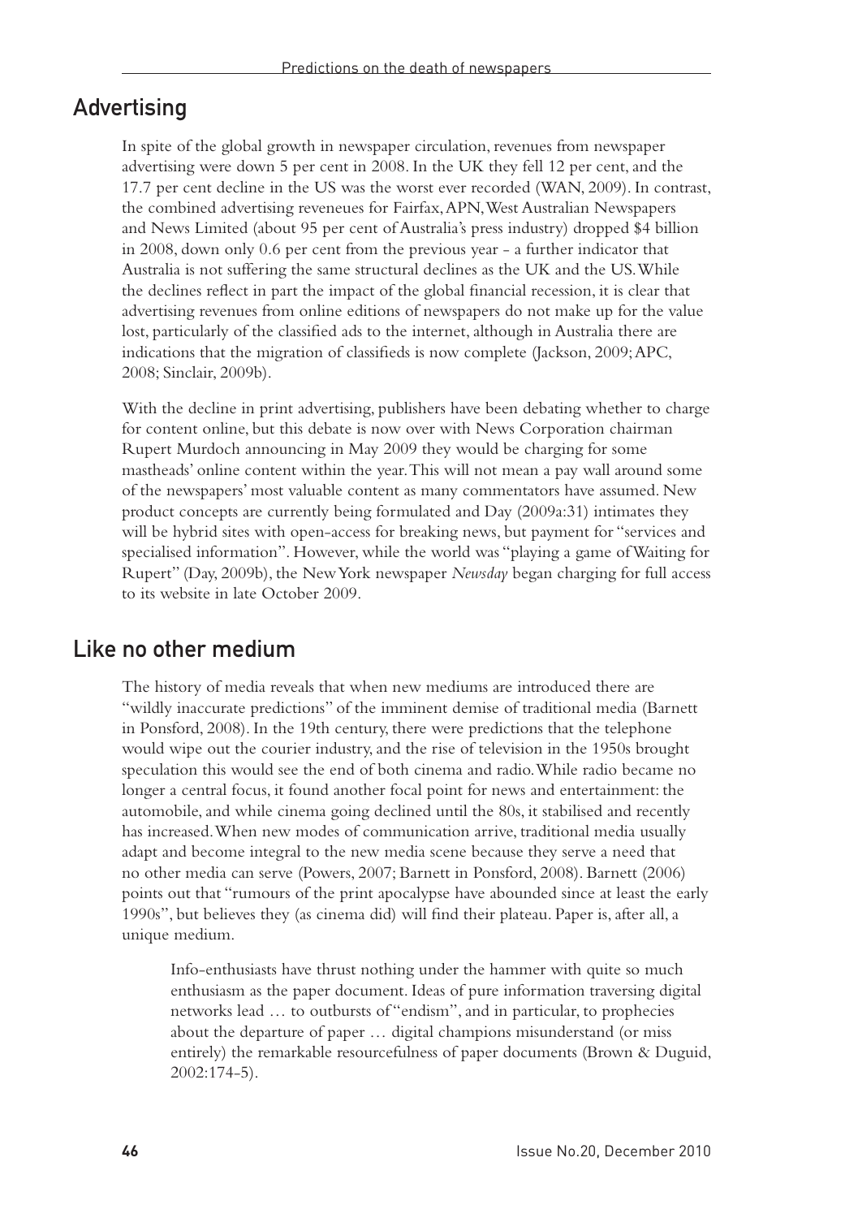## Advertising

In spite of the global growth in newspaper circulation, revenues from newspaper advertising were down 5 per cent in 2008. In the UK they fell 12 per cent, and the 17.7 per cent decline in the US was the worst ever recorded (WAN, 2009). In contrast, the combined advertising reveneues for Fairfax, APN, West Australian Newspapers and News Limited (about 95 per cent of Australia's press industry) dropped $4 billion in 2008, down only 0.6 per cent from the previous year - a further indicator that Australia is not suffering the same structural declines as the UK and the US. While the declines reflect in part the impact of the global financial recession, it is clear that advertising revenues from online editions of newspapers do not make up for the value lost, particularly of the classified ads to the internet, although in Australia there are indications that the migration of classifieds is now complete (Jackson, 2009; APC, 2008; Sinclair, 2009b).

With the decline in print advertising, publishers have been debating whether to charge for content online, but this debate is now over with News Corporation chairman Rupert Murdoch announcing in May 2009 they would be charging for some mastheads' online content within the year. This will not mean a pay wall around some of the newspapers' most valuable content as many commentators have assumed. New product concepts are currently being formulated and Day (2009a:31) intimates they will be hybrid sites with open-access for breaking news, but payment for "services and specialised information". However, while the world was "playing a game of Waiting for Rupert" (Day, 2009b), the New York newspaper *Newsday* began charging for full access to its website in late October 2009.

## Like no other medium

The history of media reveals that when new mediums are introduced there are "wildly inaccurate predictions" of the imminent demise of traditional media (Barnett in Ponsford, 2008). In the 19th century, there were predictions that the telephone would wipe out the courier industry, and the rise of television in the 1950s brought speculation this would see the end of both cinema and radio. While radio became no longer a central focus, it found another focal point for news and entertainment: the automobile, and while cinema going declined until the 80s, it stabilised and recently has increased. When new modes of communication arrive, traditional media usually adapt and become integral to the new media scene because they serve a need that no other media can serve (Powers, 2007; Barnett in Ponsford, 2008). Barnett (2006) points out that "rumours of the print apocalypse have abounded since at least the early 1990s", but believes they (as cinema did) will find their plateau. Paper is, after all, a unique medium.

> Info-enthusiasts have thrust nothing under the hammer with quite so much enthusiasm as the paper document. Ideas of pure information traversing digital networks lead … to outbursts of "endism", and in particular, to prophecies about the departure of paper … digital champions misunderstand (or miss entirely) the remarkable resourcefulness of paper documents (Brown & Duguid, 2002:174-5).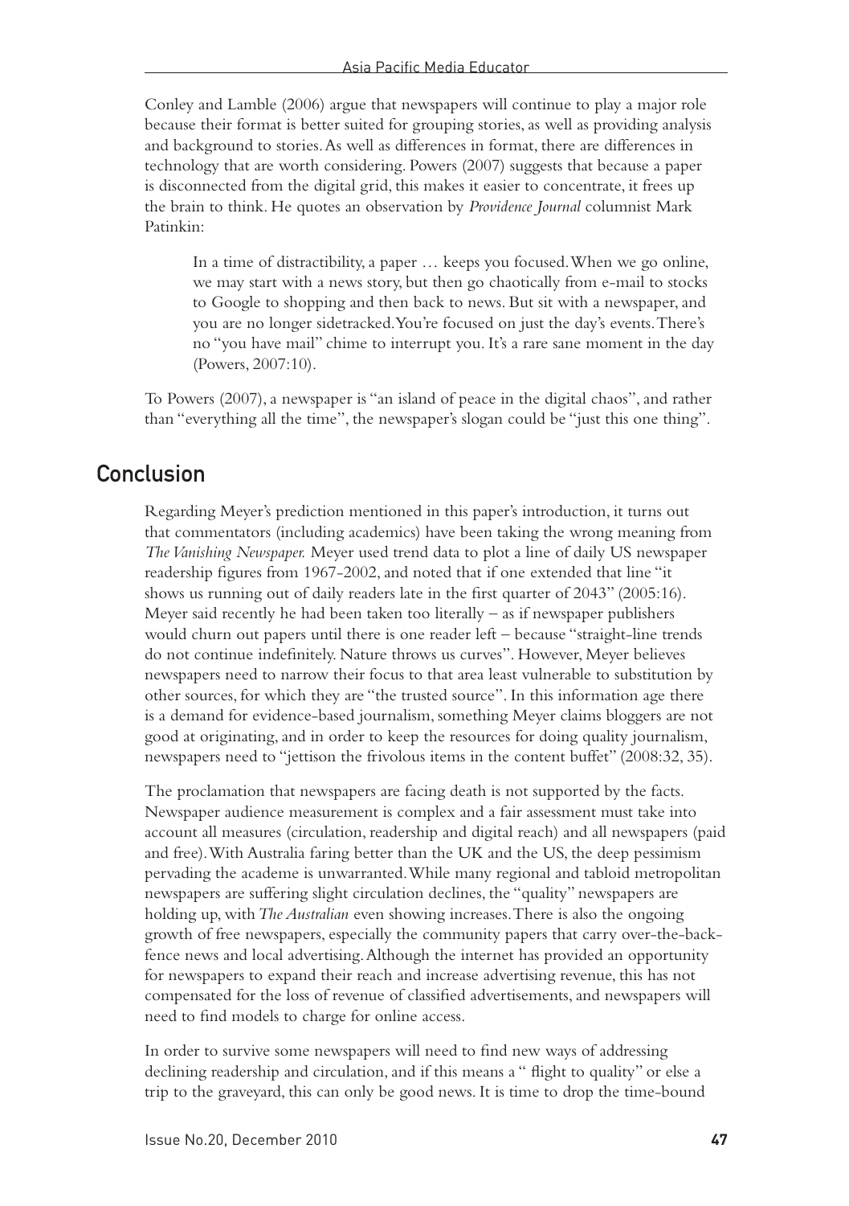Conley and Lamble (2006) argue that newspapers will continue to play a major role because their format is better suited for grouping stories, as well as providing analysis and background to stories. As well as differences in format, there are differences in technology that are worth considering. Powers (2007) suggests that because a paper is disconnected from the digital grid, this makes it easier to concentrate, it frees up the brain to think. He quotes an observation by *Providence Journal* columnist Mark Patinkin:

> In a time of distractibility, a paper … keeps you focused. When we go online, we may start with a news story, but then go chaotically from e-mail to stocks to Google to shopping and then back to news. But sit with a newspaper, and you are no longer sidetracked. You're focused on just the day's events. There's no "you have mail" chime to interrupt you. It's a rare sane moment in the day (Powers, 2007:10).

To Powers (2007), a newspaper is "an island of peace in the digital chaos", and rather than "everything all the time", the newspaper's slogan could be "just this one thing".

## Conclusion

Regarding Meyer's prediction mentioned in this paper's introduction, it turns out that commentators (including academics) have been taking the wrong meaning from *The Vanishing Newspaper.* Meyer used trend data to plot a line of daily US newspaper readership figures from 1967-2002, and noted that if one extended that line "it shows us running out of daily readers late in the first quarter of 2043" (2005:16). Meyer said recently he had been taken too literally – as if newspaper publishers would churn out papers until there is one reader left – because "straight-line trends do not continue indefinitely. Nature throws us curves". However, Meyer believes newspapers need to narrow their focus to that area least vulnerable to substitution by other sources, for which they are "the trusted source". In this information age there is a demand for evidence-based journalism, something Meyer claims bloggers are not good at originating, and in order to keep the resources for doing quality journalism, newspapers need to "jettison the frivolous items in the content buffet" (2008:32, 35).

The proclamation that newspapers are facing death is not supported by the facts. Newspaper audience measurement is complex and a fair assessment must take into account all measures (circulation, readership and digital reach) and all newspapers (paid and free). With Australia faring better than the UK and the US, the deep pessimism pervading the academe is unwarranted. While many regional and tabloid metropolitan newspapers are suffering slight circulation declines, the "quality" newspapers are holding up, with *The Australian* even showing increases. There is also the ongoing growth of free newspapers, especially the community papers that carry over-the-back-fence news and local advertising. Although the internet has provided an opportunity for newspapers to expand their reach and increase advertising revenue, this has not compensated for the loss of revenue of classified advertisements, and newspapers will need to find models to charge for online access.

In order to survive some newspapers will need to find new ways of addressing declining readership and circulation, and if this means a " flight to quality" or else a trip to the graveyard, this can only be good news. It is time to drop the time-bound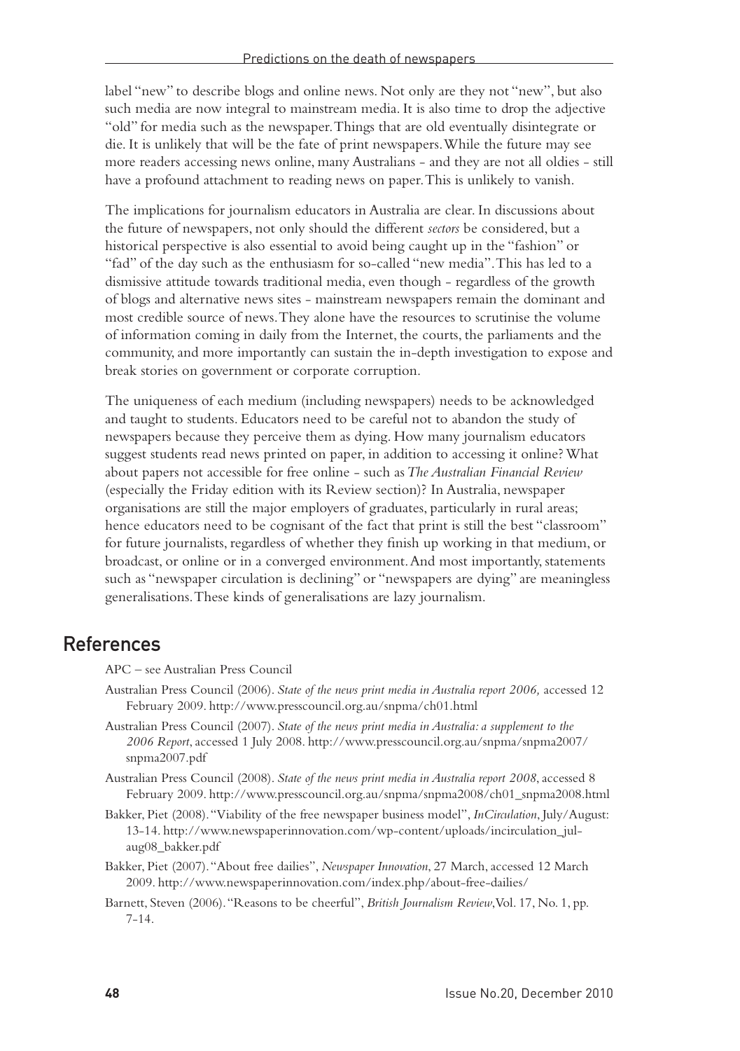label "new" to describe blogs and online news. Not only are they not "new", but also such media are now integral to mainstream media. It is also time to drop the adjective "old" for media such as the newspaper. Things that are old eventually disintegrate or die. It is unlikely that will be the fate of print newspapers. While the future may see more readers accessing news online, many Australians - and they are not all oldies - still have a profound attachment to reading news on paper. This is unlikely to vanish.

The implications for journalism educators in Australia are clear. In discussions about the future of newspapers, not only should the different *sectors* be considered, but a historical perspective is also essential to avoid being caught up in the "fashion" or "fad" of the day such as the enthusiasm for so-called "new media". This has led to a dismissive attitude towards traditional media, even though - regardless of the growth of blogs and alternative news sites - mainstream newspapers remain the dominant and most credible source of news. They alone have the resources to scrutinise the volume of information coming in daily from the Internet, the courts, the parliaments and the community, and more importantly can sustain the in-depth investigation to expose and break stories on government or corporate corruption.

The uniqueness of each medium (including newspapers) needs to be acknowledged and taught to students. Educators need to be careful not to abandon the study of newspapers because they perceive them as dying. How many journalism educators suggest students read news printed on paper, in addition to accessing it online? What about papers not accessible for free online - such as *The Australian Financial Review* (especially the Friday edition with its Review section)? In Australia, newspaper organisations are still the major employers of graduates, particularly in rural areas; hence educators need to be cognisant of the fact that print is still the best "classroom" for future journalists, regardless of whether they finish up working in that medium, or broadcast, or online or in a converged environment. And most importantly, statements such as "newspaper circulation is declining" or "newspapers are dying" are meaningless generalisations. These kinds of generalisations are lazy journalism.

## References

APC – see Australian Press Council

Australian Press Council (2006). *State of the news print media in Australia report 2006,* accessed 12 February 2009. http://www.presscouncil.org.au/snpma/ch01.html

Australian Press Council (2007). *State of the news print media in Australia: a supplement to the 2006 Report*, accessed 1 July 2008. http://www.presscouncil.org.au/snpma/snpma2007/snpma2007.pdf

Australian Press Council (2008). *State of the news print media in Australia report 2008*, accessed 8 February 2009. http://www.presscouncil.org.au/snpma/snpma2008/ch01_snpma2008.html

Bakker, Piet (2008). "Viability of the free newspaper business model", *InCirculation*, July/August: 13-14. http://www.newspaperinnovation.com/wp-content/uploads/incirculation_jul-aug08_bakker.pdf

Bakker, Piet (2007). "About free dailies", *Newspaper Innovation*, 27 March, accessed 12 March 2009. http://www.newspaperinnovation.com/index.php/about-free-dailies/

Barnett, Steven (2006). "Reasons to be cheerful", *British Journalism Review*, Vol. 17, No. 1, pp. 7-14.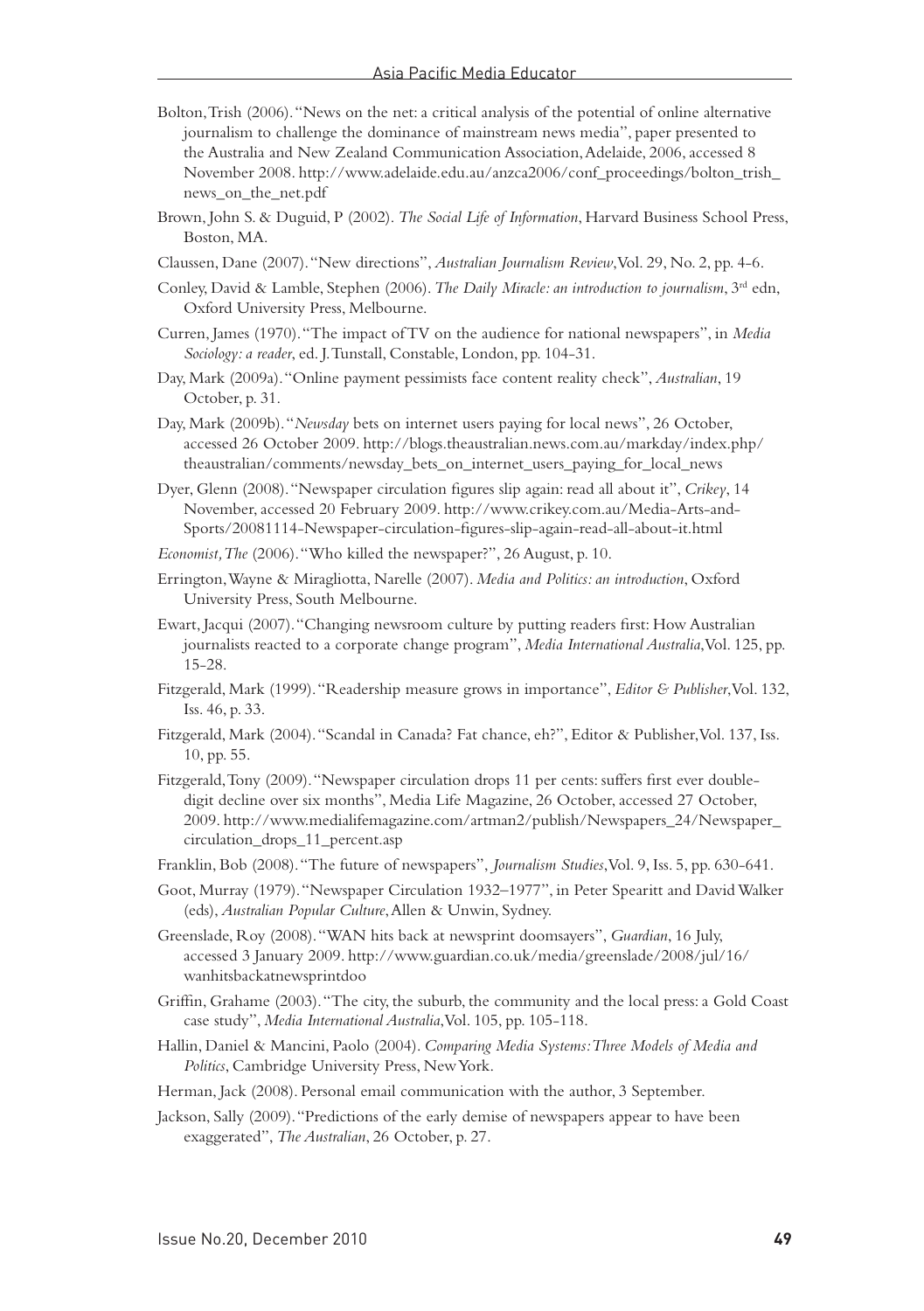Bolton, Trish (2006). "News on the net: a critical analysis of the potential of online alternative journalism to challenge the dominance of mainstream news media", paper presented to the Australia and New Zealand Communication Association, Adelaide, 2006, accessed 8 November 2008. http://www.adelaide.edu.au/anzca2006/conf_proceedings/bolton_trish_news_on_the_net.pdf

Brown, John S. & Duguid, P (2002). *The Social Life of Information*, Harvard Business School Press, Boston, MA.

Claussen, Dane (2007). "New directions", *Australian Journalism Review*, Vol. 29, No. 2, pp. 4-6.

Conley, David & Lamble, Stephen (2006). *The Daily Miracle: an introduction to journalism*, 3rd edn, Oxford University Press, Melbourne.

Curren, James (1970). "The impact of TV on the audience for national newspapers", in *Media Sociology: a reader*, ed. J. Tunstall, Constable, London, pp. 104-31.

Day, Mark (2009a). "Online payment pessimists face content reality check", *Australian*, 19 October, p. 31.

Day, Mark (2009b). "*Newsday* bets on internet users paying for local news", 26 October, accessed 26 October 2009. http://blogs.theaustralian.news.com.au/markday/index.php/theaustralian/comments/newsday_bets_on_internet_users_paying_for_local_news

Dyer, Glenn (2008). "Newspaper circulation figures slip again: read all about it", *Crikey*, 14 November, accessed 20 February 2009. http://www.crikey.com.au/Media-Arts-and-Sports/20081114-Newspaper-circulation-figures-slip-again-read-all-about-it.html

*Economist, The* (2006). "Who killed the newspaper?", 26 August, p. 10.

Errington, Wayne & Miragliotta, Narelle (2007). *Media and Politics: an introduction*, Oxford University Press, South Melbourne.

Ewart, Jacqui (2007). "Changing newsroom culture by putting readers first: How Australian journalists reacted to a corporate change program", *Media International Australia*, Vol. 125, pp. 15-28.

Fitzgerald, Mark (1999). "Readership measure grows in importance", *Editor & Publisher*, Vol. 132, Iss. 46, p. 33.

Fitzgerald, Mark (2004). "Scandal in Canada? Fat chance, eh?", Editor & Publisher, Vol. 137, Iss. 10, pp. 55.

Fitzgerald, Tony (2009). "Newspaper circulation drops 11 per cents: suffers first ever double-digit decline over six months", Media Life Magazine, 26 October, accessed 27 October, 2009. http://www.medialifemagazine.com/artman2/publish/Newspapers_24/Newspaper_circulation_drops_11_percent.asp

Franklin, Bob (2008). "The future of newspapers", *Journalism Studies*, Vol. 9, Iss. 5, pp. 630-641.

Goot, Murray (1979). "Newspaper Circulation 1932–1977", in Peter Spearitt and David Walker (eds), *Australian Popular Culture*, Allen & Unwin, Sydney.

Greenslade, Roy (2008). "WAN hits back at newsprint doomsayers", *Guardian*, 16 July, accessed 3 January 2009. http://www.guardian.co.uk/media/greenslade/2008/jul/16/wanhitsbackatnewsprintdoo

Griffin, Grahame (2003). "The city, the suburb, the community and the local press: a Gold Coast case study", *Media International Australia*, Vol. 105, pp. 105-118.

Hallin, Daniel & Mancini, Paolo (2004). *Comparing Media Systems: Three Models of Media and Politics*, Cambridge University Press, New York.

Herman, Jack (2008). Personal email communication with the author, 3 September.

Jackson, Sally (2009). "Predictions of the early demise of newspapers appear to have been exaggerated", *The Australian*, 26 October, p. 27.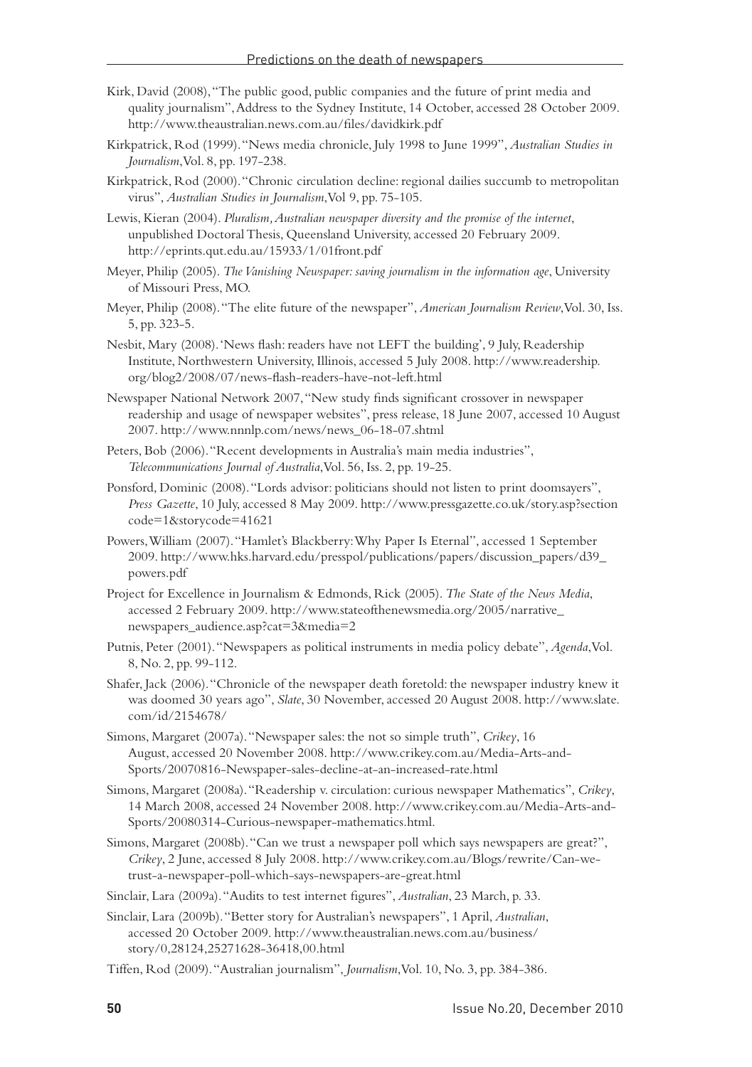Kirk, David (2008), "The public good, public companies and the future of print media and quality journalism", Address to the Sydney Institute, 14 October, accessed 28 October 2009. http://www.theaustralian.news.com.au/files/davidkirk.pdf

Kirkpatrick, Rod (1999). "News media chronicle, July 1998 to June 1999", *Australian Studies in Journalism*, Vol. 8, pp. 197-238.

Kirkpatrick, Rod (2000). "Chronic circulation decline: regional dailies succumb to metropolitan virus", *Australian Studies in Journalism*, Vol 9, pp. 75-105.

Lewis, Kieran (2004). *Pluralism, Australian newspaper diversity and the promise of the internet*, unpublished Doctoral Thesis, Queensland University, accessed 20 February 2009. http://eprints.qut.edu.au/15933/1/01front.pdf

Meyer, Philip (2005). *The Vanishing Newspaper: saving journalism in the information age*, University of Missouri Press, MO.

Meyer, Philip (2008). "The elite future of the newspaper", *American Journalism Review*, Vol. 30, Iss. 5, pp. 323-5.

Nesbit, Mary (2008). 'News flash: readers have not LEFT the building', 9 July, Readership Institute, Northwestern University, Illinois, accessed 5 July 2008. http://www.readership.org/blog2/2008/07/news-flash-readers-have-not-left.html

Newspaper National Network 2007, "New study finds significant crossover in newspaper readership and usage of newspaper websites", press release, 18 June 2007, accessed 10 August 2007. http://www.nnnlp.com/news/news_06-18-07.shtml

Peters, Bob (2006). "Recent developments in Australia's main media industries", *Telecommunications Journal of Australia*, Vol. 56, Iss. 2, pp. 19-25.

Ponsford, Dominic (2008). "Lords advisor: politicians should not listen to print doomsayers", *Press Gazette*, 10 July, accessed 8 May 2009. http://www.pressgazette.co.uk/story.asp?sectioncode=1&storycode=41621

Powers, William (2007). "Hamlet's Blackberry: Why Paper Is Eternal", accessed 1 September 2009. http://www.hks.harvard.edu/presspol/publications/papers/discussion_papers/d39_powers.pdf

Project for Excellence in Journalism & Edmonds, Rick (2005). *The State of the News Media*, accessed 2 February 2009. http://www.stateofthenewsmedia.org/2005/narrative_newspapers_audience.asp?cat=3&media=2

Putnis, Peter (2001). "Newspapers as political instruments in media policy debate", *Agenda*, Vol. 8, No. 2, pp. 99-112.

Shafer, Jack (2006). "Chronicle of the newspaper death foretold: the newspaper industry knew it was doomed 30 years ago", *Slate*, 30 November, accessed 20 August 2008. http://www.slate.com/id/2154678/

Simons, Margaret (2007a). "Newspaper sales: the not so simple truth", *Crikey*, 16 August, accessed 20 November 2008. http://www.crikey.com.au/Media-Arts-and-Sports/20070816-Newspaper-sales-decline-at-an-increased-rate.html

Simons, Margaret (2008a). "Readership v. circulation: curious newspaper Mathematics", *Crikey*, 14 March 2008, accessed 24 November 2008. http://www.crikey.com.au/Media-Arts-and-Sports/20080314-Curious-newspaper-mathematics.html.

Simons, Margaret (2008b). "Can we trust a newspaper poll which says newspapers are great?", *Crikey*, 2 June, accessed 8 July 2008. http://www.crikey.com.au/Blogs/rewrite/Can-we-trust-a-newspaper-poll-which-says-newspapers-are-great.html

Sinclair, Lara (2009a). "Audits to test internet figures", *Australian*, 23 March, p. 33.

Sinclair, Lara (2009b). "Better story for Australian's newspapers", 1 April, *Australian*, accessed 20 October 2009. http://www.theaustralian.news.com.au/business/story/0,28124,25271628-36418,00.html

Tiffen, Rod (2009). "Australian journalism", *Journalism*, Vol. 10, No. 3, pp. 384-386.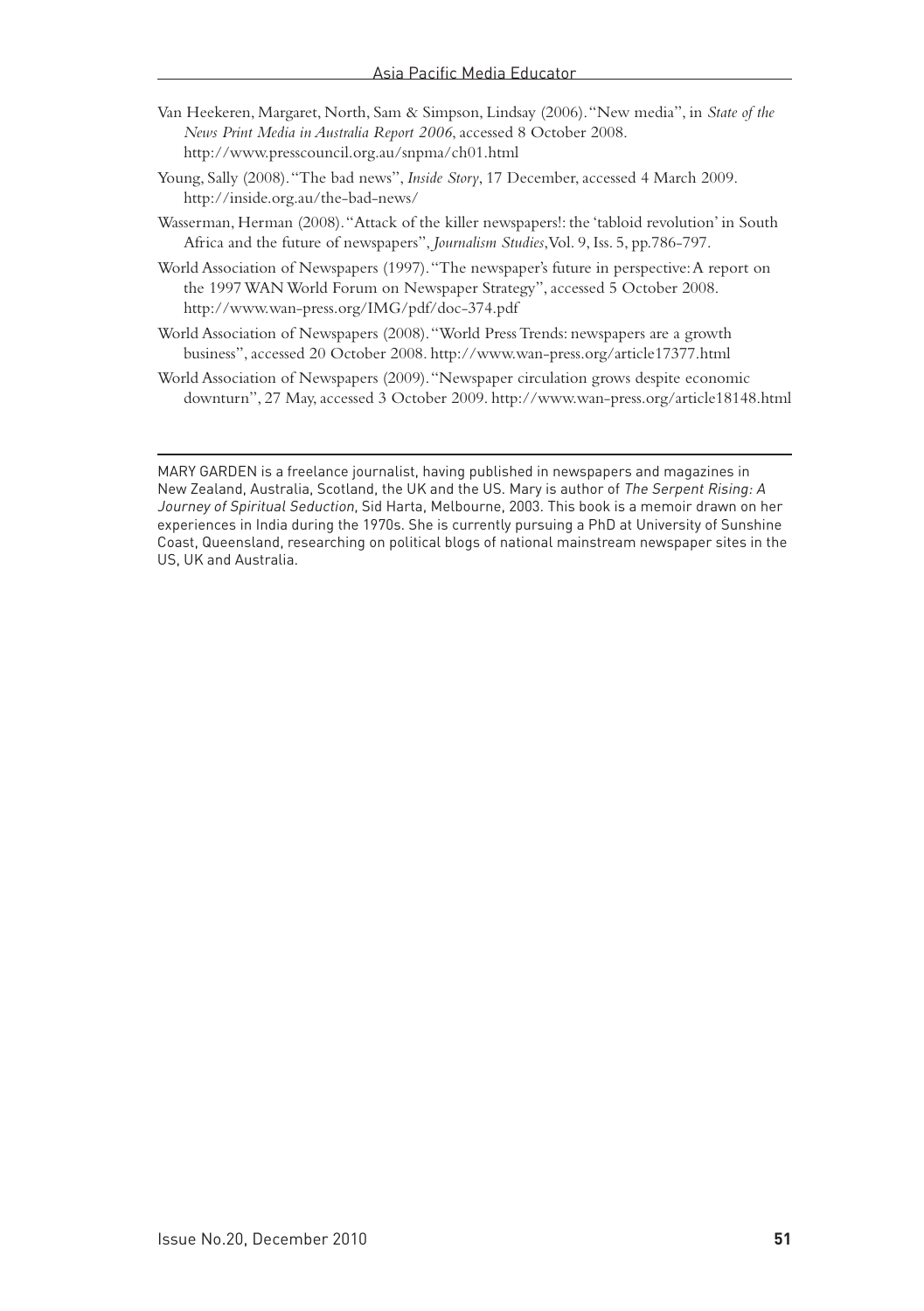Van Heekeren, Margaret, North, Sam & Simpson, Lindsay (2006). "New media", in *State of the News Print Media in Australia Report 2006*, accessed 8 October 2008. http://www.presscouncil.org.au/snpma/ch01.html

Young, Sally (2008). "The bad news", *Inside Story*, 17 December, accessed 4 March 2009. http://inside.org.au/the-bad-news/

Wasserman, Herman (2008). "Attack of the killer newspapers!: the 'tabloid revolution' in South Africa and the future of newspapers", *Journalism Studies*, Vol. 9, Iss. 5, pp.786-797.

World Association of Newspapers (1997). "The newspaper's future in perspective: A report on the 1997 WAN World Forum on Newspaper Strategy", accessed 5 October 2008. http://www.wan-press.org/IMG/pdf/doc-374.pdf

World Association of Newspapers (2008). "World Press Trends: newspapers are a growth business", accessed 20 October 2008. http://www.wan-press.org/article17377.html

World Association of Newspapers (2009). "Newspaper circulation grows despite economic downturn", 27 May, accessed 3 October 2009. http://www.wan-press.org/article18148.html

---

MARY GARDEN is a freelance journalist, having published in newspapers and magazines in New Zealand, Australia, Scotland, the UK and the US. Mary is author of *The Serpent Rising: A Journey of Spiritual Seduction*, Sid Harta, Melbourne, 2003. This book is a memoir drawn on her experiences in India during the 1970s. She is currently pursuing a PhD at University of Sunshine Coast, Queensland, researching on political blogs of national mainstream newspaper sites in the US, UK and Australia.